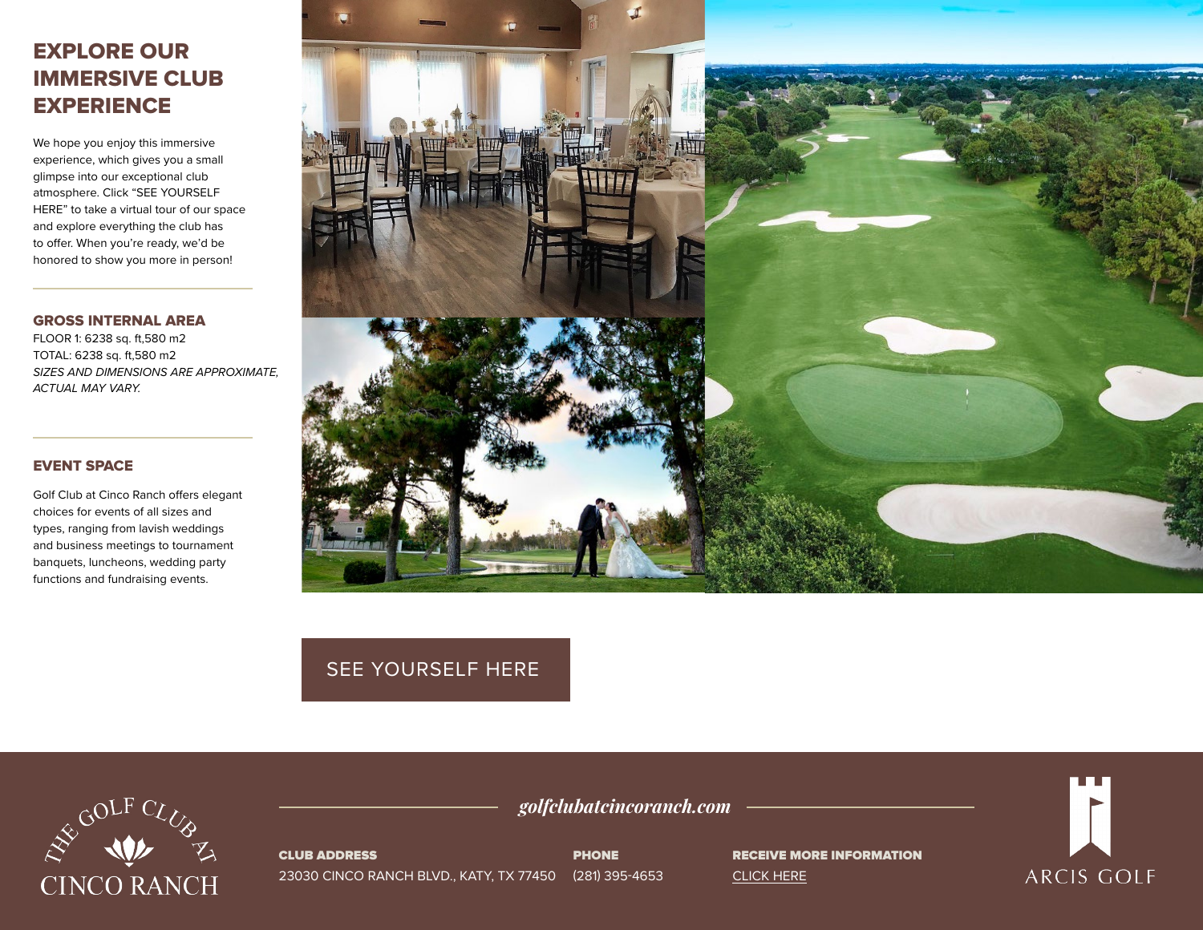# EXPLORE OUR IMMERSIVE CLUB EXPERIENCE

We hope you enjoy this immersive experience, which gives you a small glimpse into our exceptional club atmosphere. Click “SEE YOURSELF HERE” to take a virtual tour of our space and explore everything the club has to offer. When you’re ready, we’d be honored to show you more in person!

## GROSS INTERNAL AREA

FLOOR 1: 6238 sq. ft,580 m2
TOTAL: 6238 sq. ft,580 m2
*SIZES AND DIMENSIONS ARE APPROXIMATE, ACTUAL MAY VARY.*

## EVENT SPACE

Golf Club at Cinco Ranch offers elegant choices for events of all sizes and types, ranging from lavish weddings and business meetings to tournament banquets, luncheons, wedding party functions and fundraising events.

SEE YOURSELF HERE

THE GOLF CLUB AT CINCO RANCH

*golfclubatcincoranch.com*

**CLUB ADDRESS**
23030 CINCO RANCH BLVD., KATY, TX 77450

**PHONE**
(281) 395-4653

**RECEIVE MORE INFORMATION**
CLICK HERE

ARCIS GOLF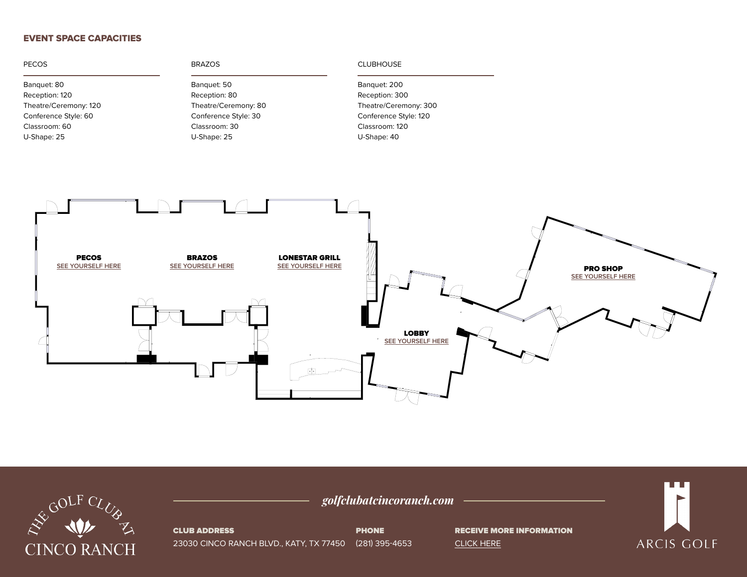## EVENT SPACE CAPACITIES

### PECOS

Banquet: 80
Reception: 120
Theatre/Ceremony: 120
Conference Style: 60
Classroom: 60
U-Shape: 25

### BRAZOS

Banquet: 50
Reception: 80
Theatre/Ceremony: 80
Conference Style: 30
Classroom: 30
U-Shape: 25

### CLUBHOUSE

Banquet: 200
Reception: 300
Theatre/Ceremony: 300
Conference Style: 120
Classroom: 120
U-Shape: 40

**PECOS**
SEE YOURSELF HERE

**BRAZOS**
SEE YOURSELF HERE

**LONESTAR GRILL**
SEE YOURSELF HERE

**LOBBY**
SEE YOURSELF HERE

**PRO SHOP**
SEE YOURSELF HERE

THE GOLF CLUB AT CINCO RANCH

*golfclubatcincoranch.com*

**CLUB ADDRESS**
23030 CINCO RANCH BLVD., KATY, TX 77450

**PHONE**
(281) 395-4653

**RECEIVE MORE INFORMATION**
CLICK HERE

ARCIS GOLF